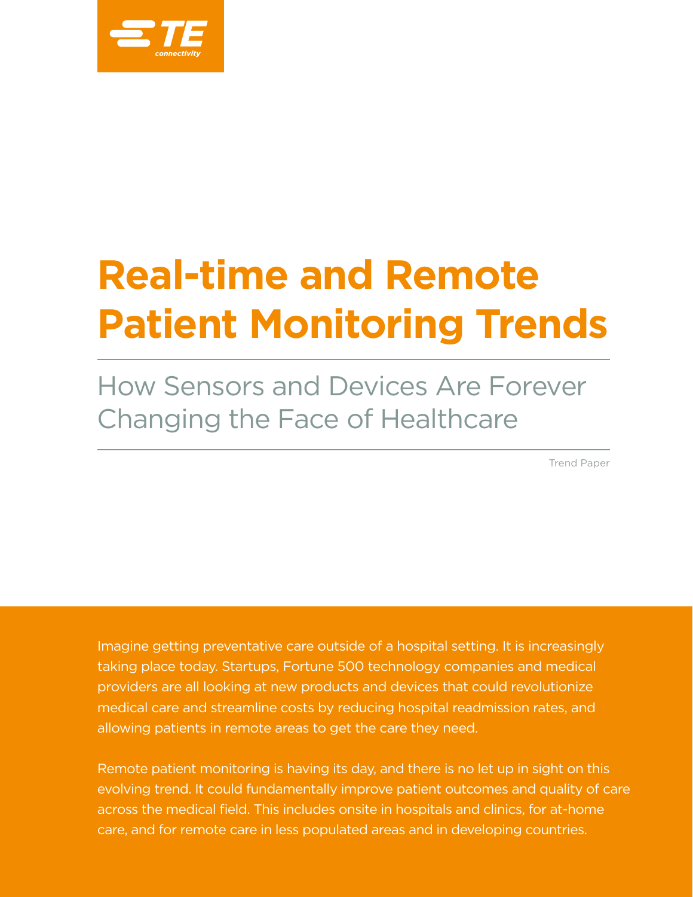# Real-time and Remote Patient Monitoring Trends

## How Sensors and Devices Are Forever Changing the Face of Healthcare

Trend Paper

Imagine getting preventative care outside of a hospital setting. It is increasingly taking place today. Startups, Fortune 500 technology companies and medical providers are all looking at new products and devices that could revolutionize medical care and streamline costs by reducing hospital readmission rates, and allowing patients in remote areas to get the care they need.

Remote patient monitoring is having its day, and there is no let up in sight on this evolving trend. It could fundamentally improve patient outcomes and quality of care across the medical field. This includes onsite in hospitals and clinics, for at-home care, and for remote care in less populated areas and in developing countries.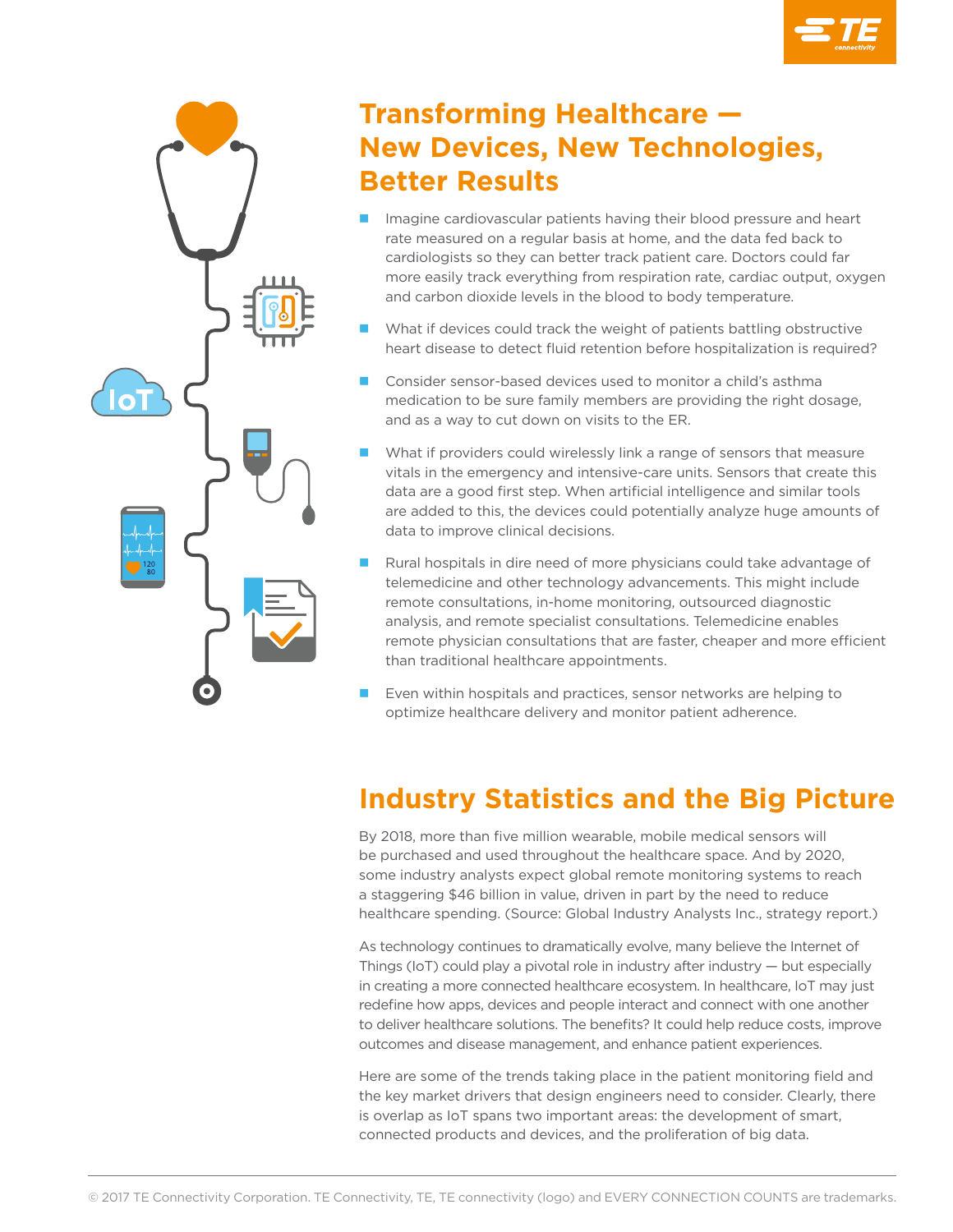# Transforming Healthcare — New Devices, New Technologies, Better Results

- Imagine cardiovascular patients having their blood pressure and heart rate measured on a regular basis at home, and the data fed back to cardiologists so they can better track patient care. Doctors could far more easily track everything from respiration rate, cardiac output, oxygen and carbon dioxide levels in the blood to body temperature.
- What if devices could track the weight of patients battling obstructive heart disease to detect fluid retention before hospitalization is required?
- Consider sensor-based devices used to monitor a child's asthma medication to be sure family members are providing the right dosage, and as a way to cut down on visits to the ER.
- What if providers could wirelessly link a range of sensors that measure vitals in the emergency and intensive-care units. Sensors that create this data are a good first step. When artificial intelligence and similar tools are added to this, the devices could potentially analyze huge amounts of data to improve clinical decisions.
- Rural hospitals in dire need of more physicians could take advantage of telemedicine and other technology advancements. This might include remote consultations, in-home monitoring, outsourced diagnostic analysis, and remote specialist consultations. Telemedicine enables remote physician consultations that are faster, cheaper and more efficient than traditional healthcare appointments.
- Even within hospitals and practices, sensor networks are helping to optimize healthcare delivery and monitor patient adherence.

## Industry Statistics and the Big Picture

By 2018, more than five million wearable, mobile medical sensors will be purchased and used throughout the healthcare space. And by 2020, some industry analysts expect global remote monitoring systems to reach a staggering $46 billion in value, driven in part by the need to reduce healthcare spending. (Source: Global Industry Analysts Inc., strategy report.)

As technology continues to dramatically evolve, many believe the Internet of Things (IoT) could play a pivotal role in industry after industry — but especially in creating a more connected healthcare ecosystem. In healthcare, IoT may just redefine how apps, devices and people interact and connect with one another to deliver healthcare solutions. The benefits? It could help reduce costs, improve outcomes and disease management, and enhance patient experiences.

Here are some of the trends taking place in the patient monitoring field and the key market drivers that design engineers need to consider. Clearly, there is overlap as IoT spans two important areas: the development of smart, connected products and devices, and the proliferation of big data.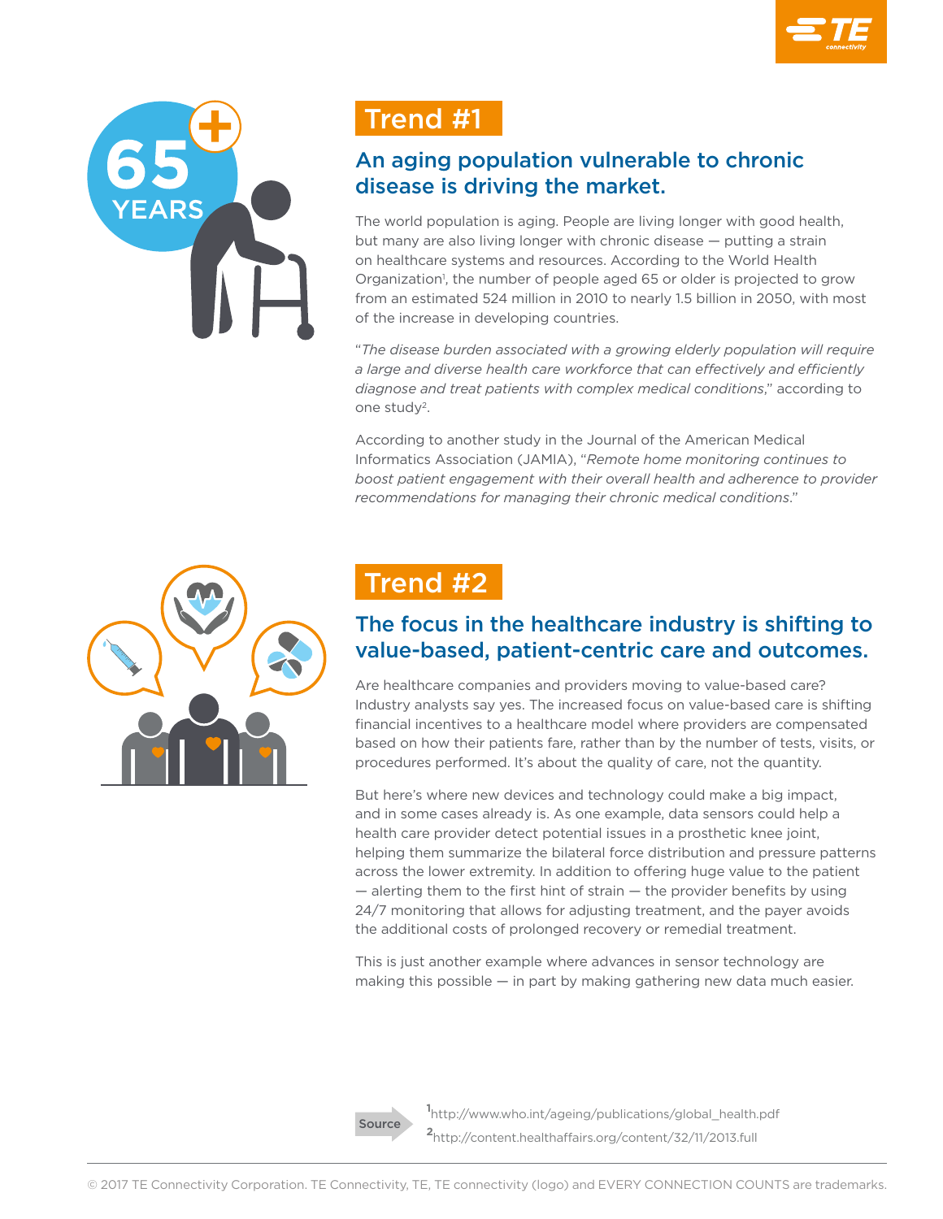## Trend #1

### An aging population vulnerable to chronic disease is driving the market.

The world population is aging. People are living longer with good health, but many are also living longer with chronic disease — putting a strain on healthcare systems and resources. According to the World Health Organization[1], the number of people aged 65 or older is projected to grow from an estimated 524 million in 2010 to nearly 1.5 billion in 2050, with most of the increase in developing countries.

"*The disease burden associated with a growing elderly population will require a large and diverse health care workforce that can effectively and efficiently diagnose and treat patients with complex medical conditions*," according to one study[2].

According to another study in the Journal of the American Medical Informatics Association (JAMIA), "*Remote home monitoring continues to boost patient engagement with their overall health and adherence to provider recommendations for managing their chronic medical conditions*."

## Trend #2

### The focus in the healthcare industry is shifting to value-based, patient-centric care and outcomes.

Are healthcare companies and providers moving to value-based care? Industry analysts say yes. The increased focus on value-based care is shifting financial incentives to a healthcare model where providers are compensated based on how their patients fare, rather than by the number of tests, visits, or procedures performed. It's about the quality of care, not the quantity.

But here's where new devices and technology could make a big impact, and in some cases already is. As one example, data sensors could help a health care provider detect potential issues in a prosthetic knee joint, helping them summarize the bilateral force distribution and pressure patterns across the lower extremity. In addition to offering huge value to the patient — alerting them to the first hint of strain — the provider benefits by using 24/7 monitoring that allows for adjusting treatment, and the payer avoids the additional costs of prolonged recovery or remedial treatment.

This is just another example where advances in sensor technology are making this possible — in part by making gathering new data much easier.

**Source**

[1] http://www.who.int/ageing/publications/global_health.pdf

[2] http://content.healthaffairs.org/content/32/11/2013.full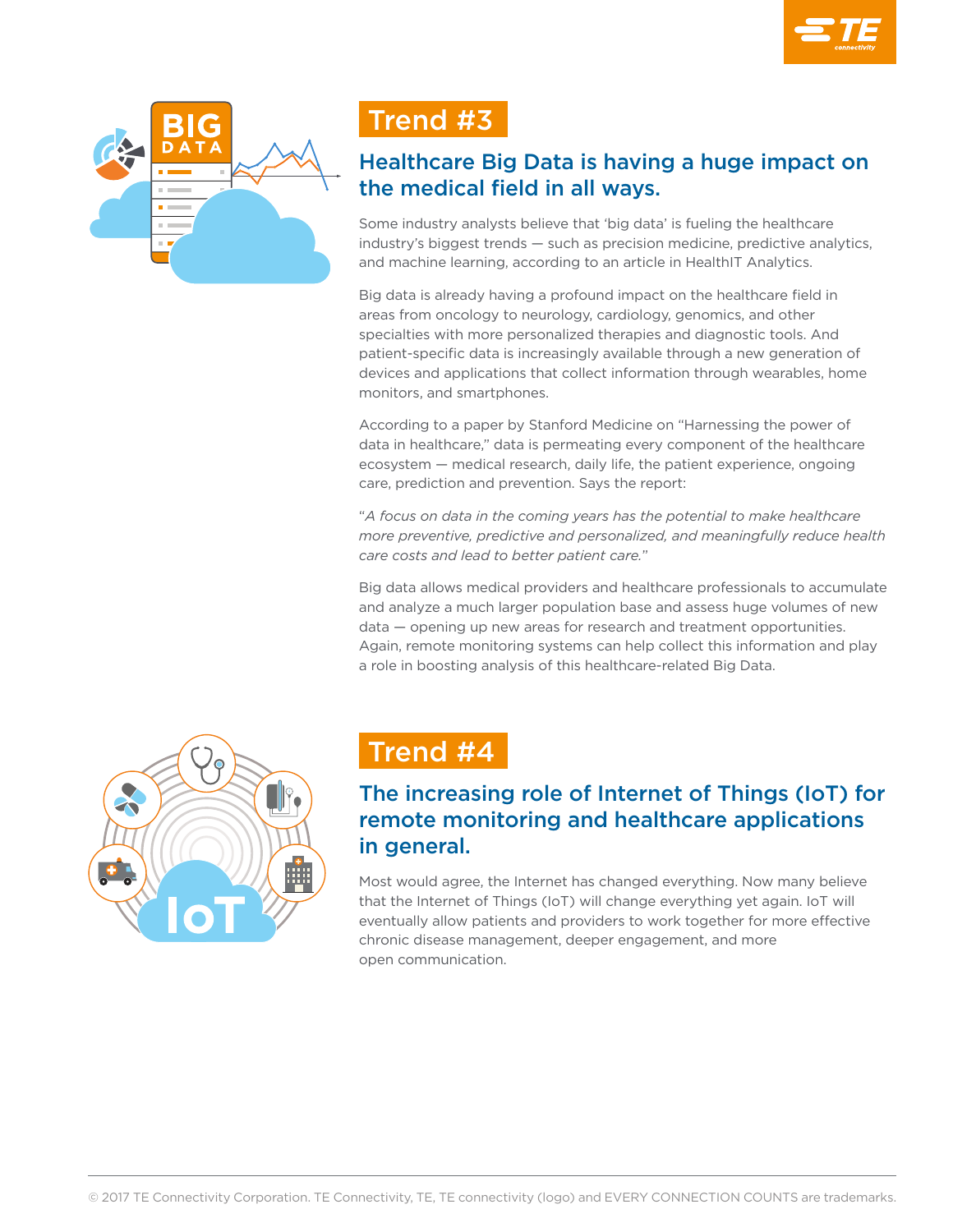## Trend #3

### Healthcare Big Data is having a huge impact on the medical field in all ways.

Some industry analysts believe that ‘big data’ is fueling the healthcare industry’s biggest trends — such as precision medicine, predictive analytics, and machine learning, according to an article in HealthIT Analytics.

Big data is already having a profound impact on the healthcare field in areas from oncology to neurology, cardiology, genomics, and other specialties with more personalized therapies and diagnostic tools. And patient-specific data is increasingly available through a new generation of devices and applications that collect information through wearables, home monitors, and smartphones.

According to a paper by Stanford Medicine on “Harnessing the power of data in healthcare,” data is permeating every component of the healthcare ecosystem — medical research, daily life, the patient experience, ongoing care, prediction and prevention. Says the report:

“*A focus on data in the coming years has the potential to make healthcare more preventive, predictive and personalized, and meaningfully reduce health care costs and lead to better patient care.*”

Big data allows medical providers and healthcare professionals to accumulate and analyze a much larger population base and assess huge volumes of new data — opening up new areas for research and treatment opportunities. Again, remote monitoring systems can help collect this information and play a role in boosting analysis of this healthcare-related Big Data.

## Trend #4

### The increasing role of Internet of Things (IoT) for remote monitoring and healthcare applications in general.

Most would agree, the Internet has changed everything. Now many believe that the Internet of Things (IoT) will change everything yet again. IoT will eventually allow patients and providers to work together for more effective chronic disease management, deeper engagement, and more open communication.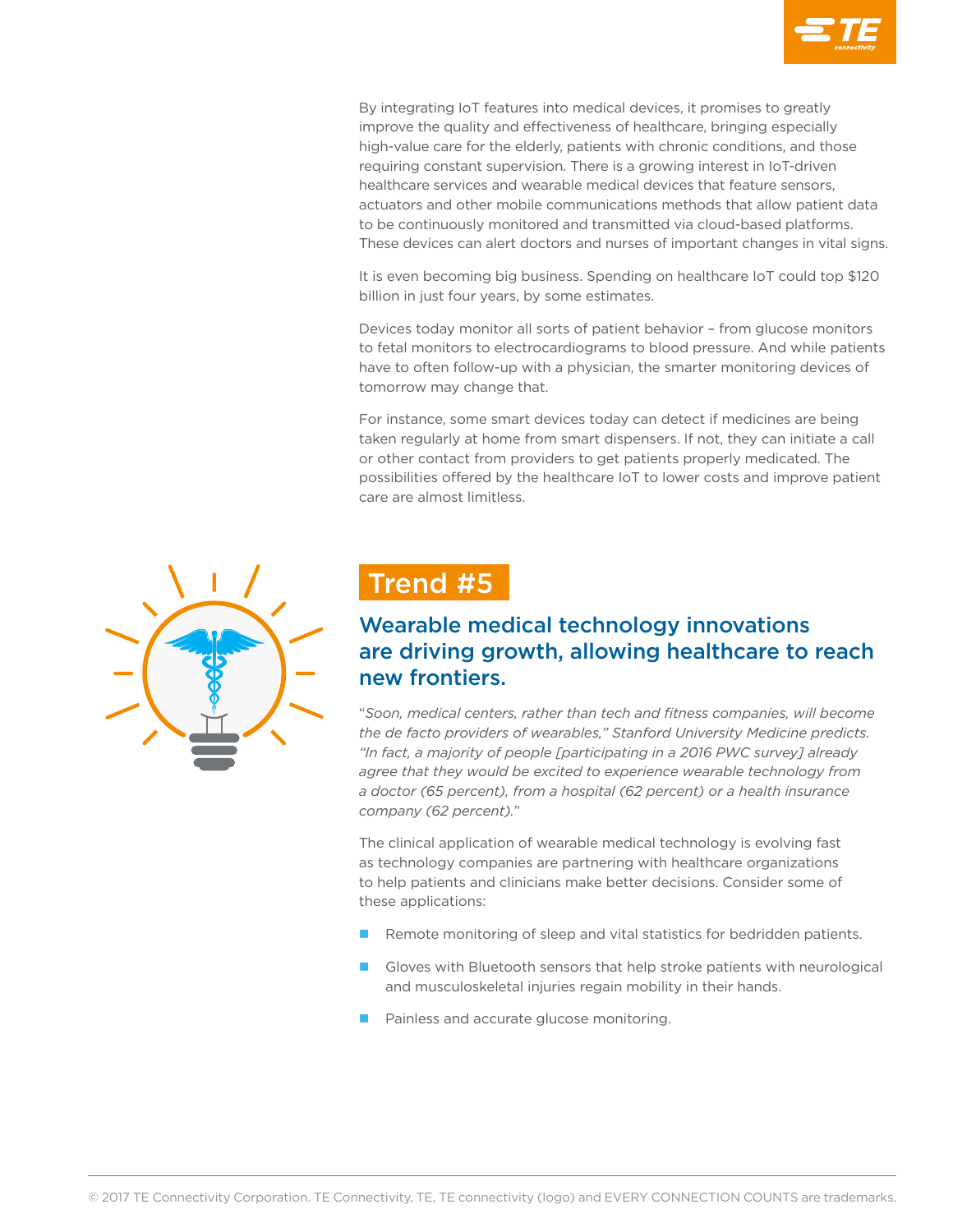By integrating IoT features into medical devices, it promises to greatly improve the quality and effectiveness of healthcare, bringing especially high-value care for the elderly, patients with chronic conditions, and those requiring constant supervision. There is a growing interest in IoT-driven healthcare services and wearable medical devices that feature sensors, actuators and other mobile communications methods that allow patient data to be continuously monitored and transmitted via cloud-based platforms. These devices can alert doctors and nurses of important changes in vital signs.

It is even becoming big business. Spending on healthcare IoT could top $120 billion in just four years, by some estimates.

Devices today monitor all sorts of patient behavior – from glucose monitors to fetal monitors to electrocardiograms to blood pressure. And while patients have to often follow-up with a physician, the smarter monitoring devices of tomorrow may change that.

For instance, some smart devices today can detect if medicines are being taken regularly at home from smart dispensers. If not, they can initiate a call or other contact from providers to get patients properly medicated. The possibilities offered by the healthcare IoT to lower costs and improve patient care are almost limitless.

## Trend #5

### Wearable medical technology innovations are driving growth, allowing healthcare to reach new frontiers.

"*Soon, medical centers, rather than tech and fitness companies, will become the de facto providers of wearables,*" *Stanford University Medicine predicts. "In fact, a majority of people [participating in a 2016 PWC survey] already agree that they would be excited to experience wearable technology from a doctor (65 percent), from a hospital (62 percent) or a health insurance company (62 percent).*"

The clinical application of wearable medical technology is evolving fast as technology companies are partnering with healthcare organizations to help patients and clinicians make better decisions. Consider some of these applications:

- Remote monitoring of sleep and vital statistics for bedridden patients.
- Gloves with Bluetooth sensors that help stroke patients with neurological and musculoskeletal injuries regain mobility in their hands.
- Painless and accurate glucose monitoring.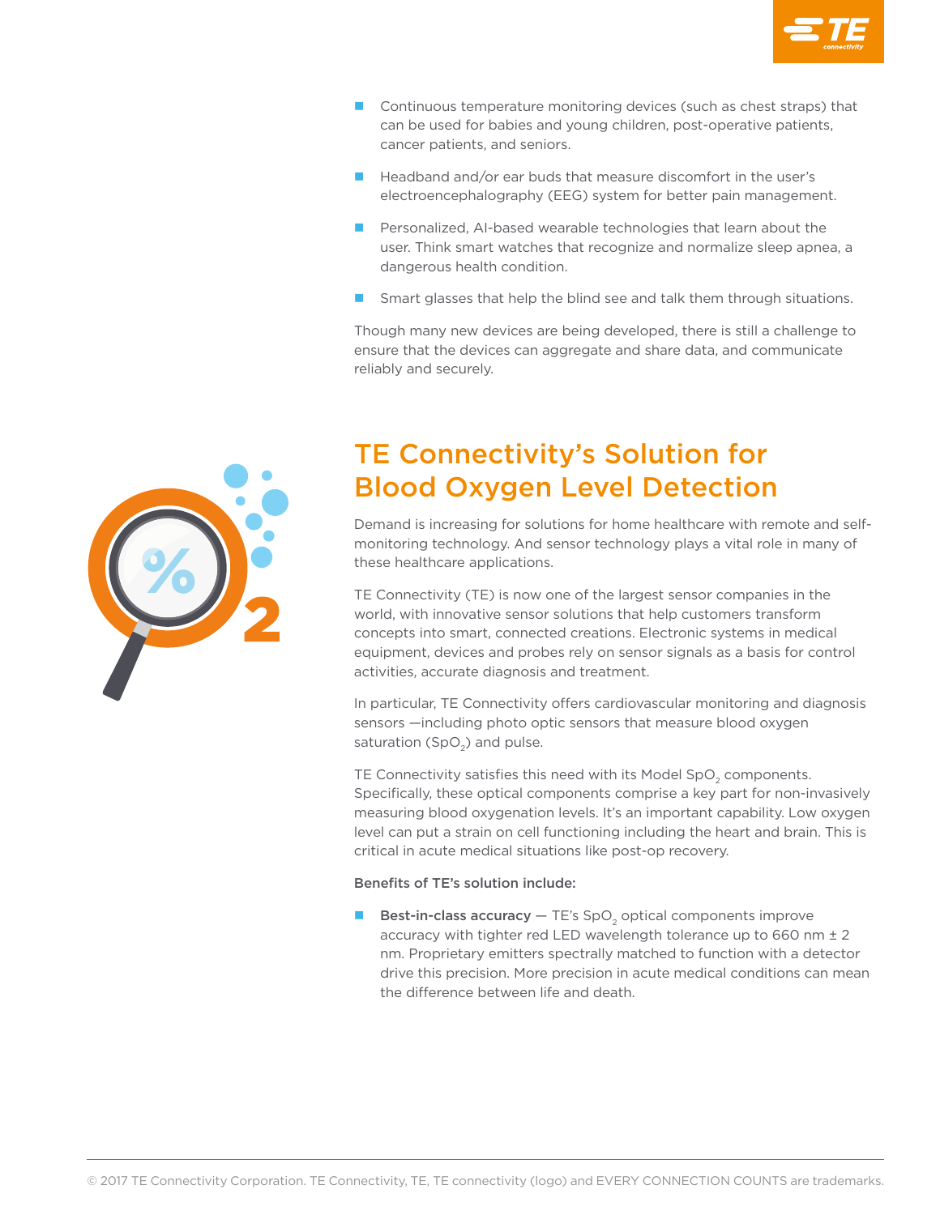- Continuous temperature monitoring devices (such as chest straps) that can be used for babies and young children, post-operative patients, cancer patients, and seniors.
- Headband and/or ear buds that measure discomfort in the user's electroencephalography (EEG) system for better pain management.
- Personalized, AI-based wearable technologies that learn about the user. Think smart watches that recognize and normalize sleep apnea, a dangerous health condition.
- Smart glasses that help the blind see and talk them through situations.

Though many new devices are being developed, there is still a challenge to ensure that the devices can aggregate and share data, and communicate reliably and securely.

## TE Connectivity's Solution for Blood Oxygen Level Detection

Demand is increasing for solutions for home healthcare with remote and self-monitoring technology. And sensor technology plays a vital role in many of these healthcare applications.

TE Connectivity (TE) is now one of the largest sensor companies in the world, with innovative sensor solutions that help customers transform concepts into smart, connected creations. Electronic systems in medical equipment, devices and probes rely on sensor signals as a basis for control activities, accurate diagnosis and treatment.

In particular, TE Connectivity offers cardiovascular monitoring and diagnosis sensors —including photo optic sensors that measure blood oxygen saturation ($SpO_2$) and pulse.

TE Connectivity satisfies this need with its Model $SpO_2$ components. Specifically, these optical components comprise a key part for non-invasively measuring blood oxygenation levels. It's an important capability. Low oxygen level can put a strain on cell functioning including the heart and brain. This is critical in acute medical situations like post-op recovery.

**Benefits of TE's solution include:**

- **Best-in-class accuracy** — TE's $SpO_2$ optical components improve accuracy with tighter red LED wavelength tolerance up to 660 nm ± 2 nm. Proprietary emitters spectrally matched to function with a detector drive this precision. More precision in acute medical conditions can mean the difference between life and death.

© 2017 TE Connectivity Corporation. TE Connectivity, TE, TE connectivity (logo) and EVERY CONNECTION COUNTS are trademarks.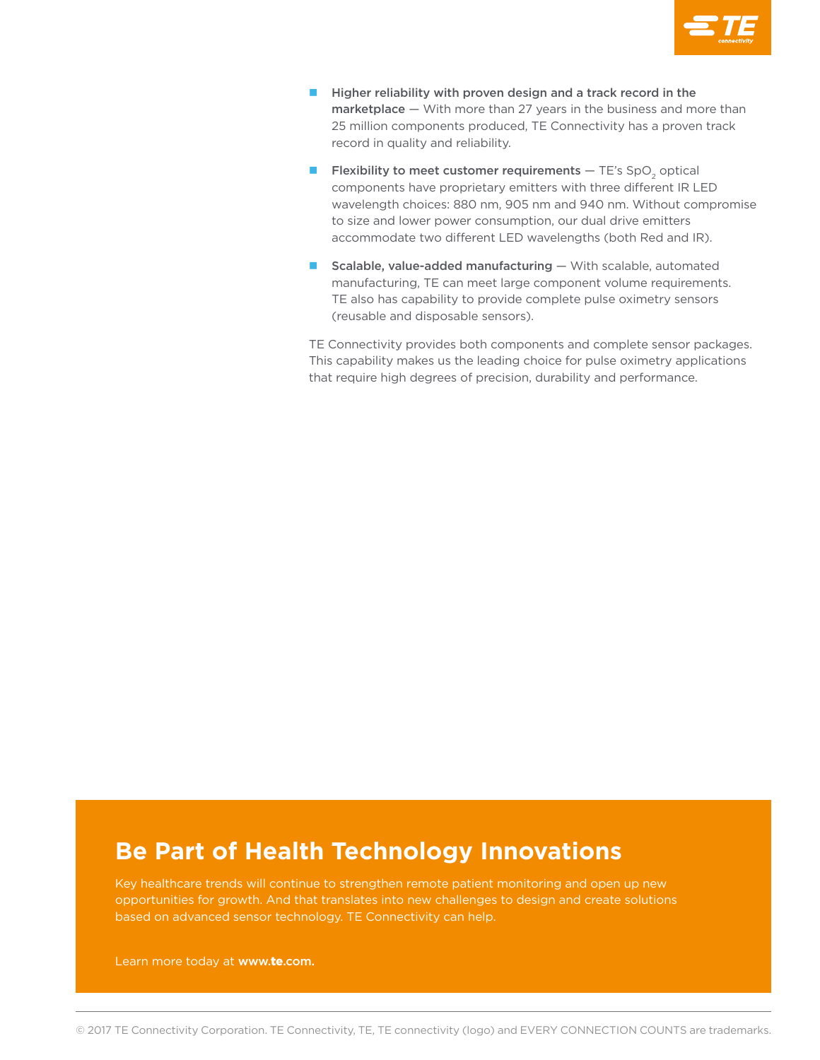- **Higher reliability with proven design and a track record in the marketplace** — With more than 27 years in the business and more than 25 million components produced, TE Connectivity has a proven track record in quality and reliability.
- **Flexibility to meet customer requirements** — TE's $SpO_2$ optical components have proprietary emitters with three different IR LED wavelength choices: 880 nm, 905 nm and 940 nm. Without compromise to size and lower power consumption, our dual drive emitters accommodate two different LED wavelengths (both Red and IR).
- **Scalable, value-added manufacturing** — With scalable, automated manufacturing, TE can meet large component volume requirements. TE also has capability to provide complete pulse oximetry sensors (reusable and disposable sensors).

TE Connectivity provides both components and complete sensor packages. This capability makes us the leading choice for pulse oximetry applications that require high degrees of precision, durability and performance.

## Be Part of Health Technology Innovations

Key healthcare trends will continue to strengthen remote patient monitoring and open up new opportunities for growth. And that translates into new challenges to design and create solutions based on advanced sensor technology. TE Connectivity can help.

Learn more today at **www.te.com.**

© 2017 TE Connectivity Corporation. TE Connectivity, TE, TE connectivity (logo) and EVERY CONNECTION COUNTS are trademarks.